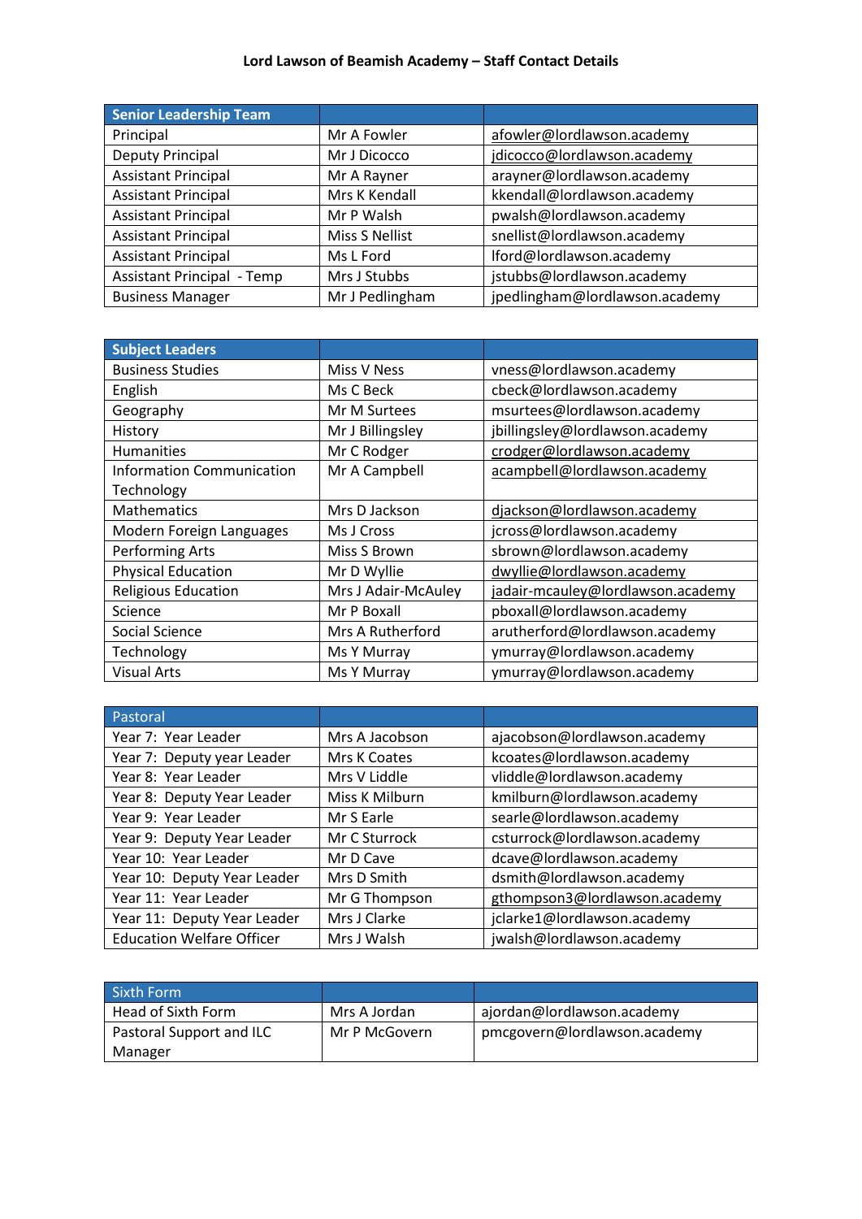# Lord Lawson of Beamish Academy – Staff Contact Details

| Senior Leadership Team | | |
|---|---|---|
| Principal | Mr A Fowler | afowler@lordlawson.academy |
| Deputy Principal | Mr J Dicocco | jdicocco@lordlawson.academy |
| Assistant Principal | Mr A Rayner | arayner@lordlawson.academy |
| Assistant Principal | Mrs K Kendall | kkendall@lordlawson.academy |
| Assistant Principal | Mr P Walsh | pwalsh@lordlawson.academy |
| Assistant Principal | Miss S Nellist | snellist@lordlawson.academy |
| Assistant Principal | Ms L Ford | lford@lordlawson.academy |
| Assistant Principal - Temp | Mrs J Stubbs | jstubbs@lordlawson.academy |
| Business Manager | Mr J Pedlingham | jpedlingham@lordlawson.academy |

| Subject Leaders | | |
|---|---|---|
| Business Studies | Miss V Ness | vness@lordlawson.academy |
| English | Ms C Beck | cbeck@lordlawson.academy |
| Geography | Mr M Surtees | msurtees@lordlawson.academy |
| History | Mr J Billingsley | jbillingsley@lordlawson.academy |
| Humanities | Mr C Rodger | crodger@lordlawson.academy |
| Information Communication Technology | Mr A Campbell | acampbell@lordlawson.academy |
| Mathematics | Mrs D Jackson | djackson@lordlawson.academy |
| Modern Foreign Languages | Ms J Cross | jcross@lordlawson.academy |
| Performing Arts | Miss S Brown | sbrown@lordlawson.academy |
| Physical Education | Mr D Wyllie | dwyllie@lordlawson.academy |
| Religious Education | Mrs J Adair-McAuley | jadair-mcauley@lordlawson.academy |
| Science | Mr P Boxall | pboxall@lordlawson.academy |
| Social Science | Mrs A Rutherford | arutherford@lordlawson.academy |
| Technology | Ms Y Murray | ymurray@lordlawson.academy |
| Visual Arts | Ms Y Murray | ymurray@lordlawson.academy |

| Pastoral | | |
|---|---|---|
| Year 7: Year Leader | Mrs A Jacobson | ajacobson@lordlawson.academy |
| Year 7: Deputy year Leader | Mrs K Coates | kcoates@lordlawson.academy |
| Year 8: Year Leader | Mrs V Liddle | vliddle@lordlawson.academy |
| Year 8: Deputy Year Leader | Miss K Milburn | kmilburn@lordlawson.academy |
| Year 9: Year Leader | Mr S Earle | searle@lordlawson.academy |
| Year 9: Deputy Year Leader | Mr C Sturrock | csturrock@lordlawson.academy |
| Year 10: Year Leader | Mr D Cave | dcave@lordlawson.academy |
| Year 10: Deputy Year Leader | Mrs D Smith | dsmith@lordlawson.academy |
| Year 11: Year Leader | Mr G Thompson | gthompson3@lordlawson.academy |
| Year 11: Deputy Year Leader | Mrs J Clarke | jclarke1@lordlawson.academy |
| Education Welfare Officer | Mrs J Walsh | jwalsh@lordlawson.academy |

| Sixth Form | | |
|---|---|---|
| Head of Sixth Form | Mrs A Jordan | ajordan@lordlawson.academy |
| Pastoral Support and ILC Manager | Mr P McGovern | pmcgovern@lordlawson.academy |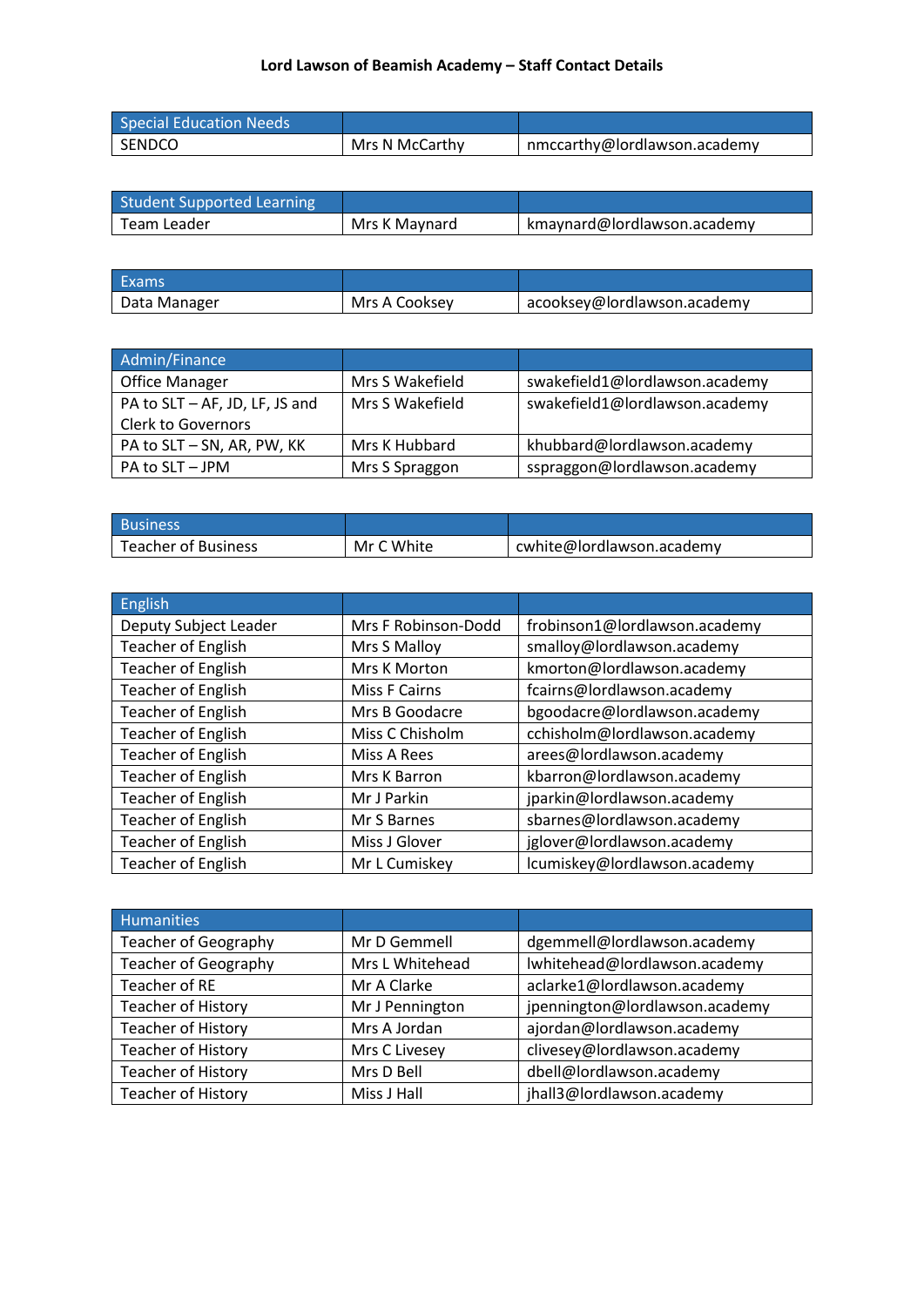**Lord Lawson of Beamish Academy – Staff Contact Details**

| Special Education Needs | | |
|---|---|---|
| SENDCO | Mrs N McCarthy | nmccarthy@lordlawson.academy |

| Student Supported Learning | | |
|---|---|---|
| Team Leader | Mrs K Maynard | kmaynard@lordlawson.academy |

| Exams | | |
|---|---|---|
| Data Manager | Mrs A Cooksey | acooksey@lordlawson.academy |

| Admin/Finance | | |
|---|---|---|
| Office Manager | Mrs S Wakefield | swakefield1@lordlawson.academy |
| PA to SLT – AF, JD, LF, JS and Clerk to Governors | Mrs S Wakefield | swakefield1@lordlawson.academy |
| PA to SLT – SN, AR, PW, KK | Mrs K Hubbard | khubbard@lordlawson.academy |
| PA to SLT – JPM | Mrs S Spraggon | sspraggon@lordlawson.academy |

| Business | | |
|---|---|---|
| Teacher of Business | Mr C White | cwhite@lordlawson.academy |

| English | | |
|---|---|---|
| Deputy Subject Leader | Mrs F Robinson-Dodd | frobinson1@lordlawson.academy |
| Teacher of English | Mrs S Malloy | smalloy@lordlawson.academy |
| Teacher of English | Mrs K Morton | kmorton@lordlawson.academy |
| Teacher of English | Miss F Cairns | fcairns@lordlawson.academy |
| Teacher of English | Mrs B Goodacre | bgoodacre@lordlawson.academy |
| Teacher of English | Miss C Chisholm | cchisholm@lordlawson.academy |
| Teacher of English | Miss A Rees | arees@lordlawson.academy |
| Teacher of English | Mrs K Barron | kbarron@lordlawson.academy |
| Teacher of English | Mr J Parkin | jparkin@lordlawson.academy |
| Teacher of English | Mr S Barnes | sbarnes@lordlawson.academy |
| Teacher of English | Miss J Glover | jglover@lordlawson.academy |
| Teacher of English | Mr L Cumiskey | lcumiskey@lordlawson.academy |

| Humanities | | |
|---|---|---|
| Teacher of Geography | Mr D Gemmell | dgemmell@lordlawson.academy |
| Teacher of Geography | Mrs L Whitehead | lwhitehead@lordlawson.academy |
| Teacher of RE | Mr A Clarke | aclarke1@lordlawson.academy |
| Teacher of History | Mr J Pennington | jpennington@lordlawson.academy |
| Teacher of History | Mrs A Jordan | ajordan@lordlawson.academy |
| Teacher of History | Mrs C Livesey | clivesey@lordlawson.academy |
| Teacher of History | Mrs D Bell | dbell@lordlawson.academy |
| Teacher of History | Miss J Hall | jhall3@lordlawson.academy |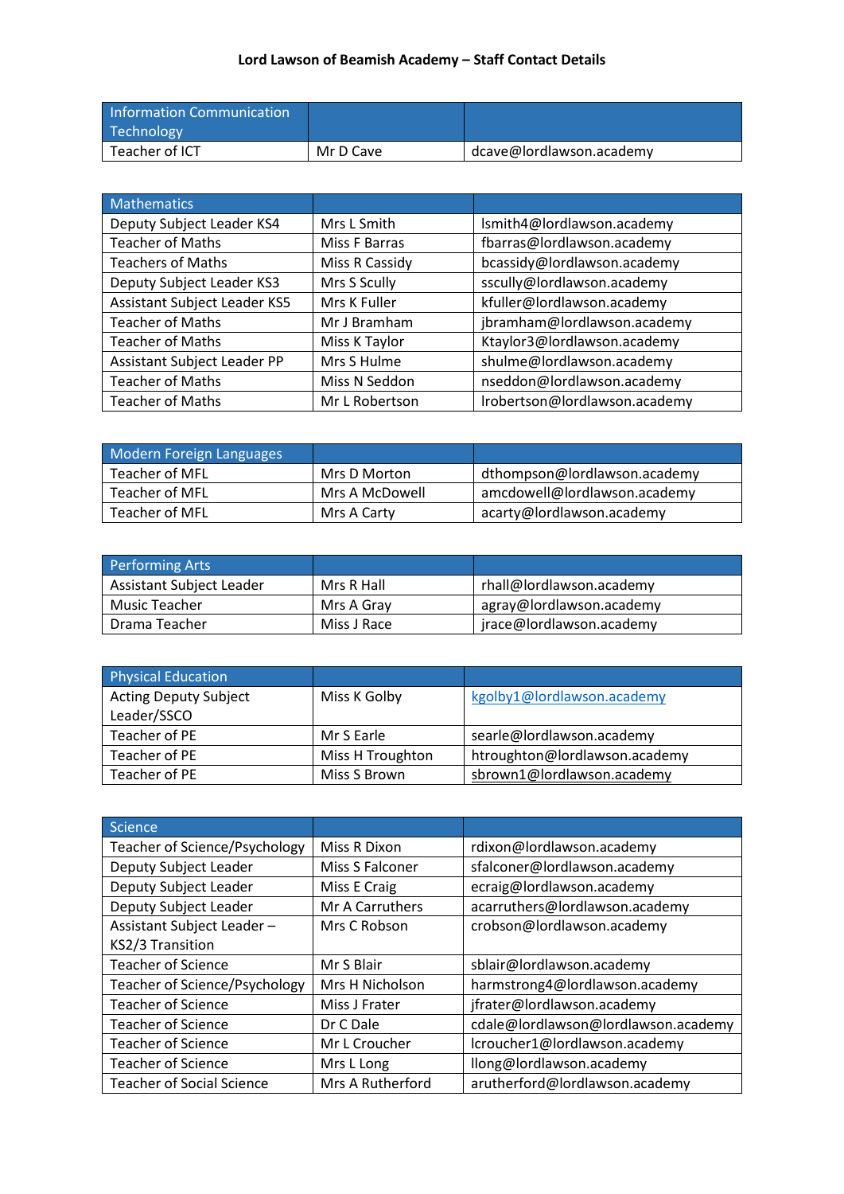**Lord Lawson of Beamish Academy – Staff Contact Details**

| Information Communication Technology | | |
|---|---|---|
| Teacher of ICT | Mr D Cave | dcave@lordlawson.academy |

| Mathematics | | |
|---|---|---|
| Deputy Subject Leader KS4 | Mrs L Smith | lsmith4@lordlawson.academy |
| Teacher of Maths | Miss F Barras | fbarras@lordlawson.academy |
| Teachers of Maths | Miss R Cassidy | bcassidy@lordlawson.academy |
| Deputy Subject Leader KS3 | Mrs S Scully | sscully@lordlawson.academy |
| Assistant Subject Leader KS5 | Mrs K Fuller | kfuller@lordlawson.academy |
| Teacher of Maths | Mr J Bramham | jbramham@lordlawson.academy |
| Teacher of Maths | Miss K Taylor | Ktaylor3@lordlawson.academy |
| Assistant Subject Leader PP | Mrs S Hulme | shulme@lordlawson.academy |
| Teacher of Maths | Miss N Seddon | nseddon@lordlawson.academy |
| Teacher of Maths | Mr L Robertson | lrobertson@lordlawson.academy |

| Modern Foreign Languages | | |
|---|---|---|
| Teacher of MFL | Mrs D Morton | dthompson@lordlawson.academy |
| Teacher of MFL | Mrs A McDowell | amcdowell@lordlawson.academy |
| Teacher of MFL | Mrs A Carty | acarty@lordlawson.academy |

| Performing Arts | | |
|---|---|---|
| Assistant Subject Leader | Mrs R Hall | rhall@lordlawson.academy |
| Music Teacher | Mrs A Gray | agray@lordlawson.academy |
| Drama Teacher | Miss J Race | jrace@lordlawson.academy |

| Physical Education | | |
|---|---|---|
| Acting Deputy Subject Leader/SSCO | Miss K Golby | kgolby1@lordlawson.academy |
| Teacher of PE | Mr S Earle | searle@lordlawson.academy |
| Teacher of PE | Miss H Troughton | htroughton@lordlawson.academy |
| Teacher of PE | Miss S Brown | sbrown1@lordlawson.academy |

| Science | | |
|---|---|---|
| Teacher of Science/Psychology | Miss R Dixon | rdixon@lordlawson.academy |
| Deputy Subject Leader | Miss S Falconer | sfalconer@lordlawson.academy |
| Deputy Subject Leader | Miss E Craig | ecraig@lordlawson.academy |
| Deputy Subject Leader | Mr A Carruthers | acarruthers@lordlawson.academy |
| Assistant Subject Leader – KS2/3 Transition | Mrs C Robson | crobson@lordlawson.academy |
| Teacher of Science | Mr S Blair | sblair@lordlawson.academy |
| Teacher of Science/Psychology | Mrs H Nicholson | harmstrong4@lordlawson.academy |
| Teacher of Science | Miss J Frater | jfrater@lordlawson.academy |
| Teacher of Science | Dr C Dale | cdale@lordlawson@lordlawson.academy |
| Teacher of Science | Mr L Croucher | lcroucher1@lordlawson.academy |
| Teacher of Science | Mrs L Long | llong@lordlawson.academy |
| Teacher of Social Science | Mrs A Rutherford | arutherford@lordlawson.academy |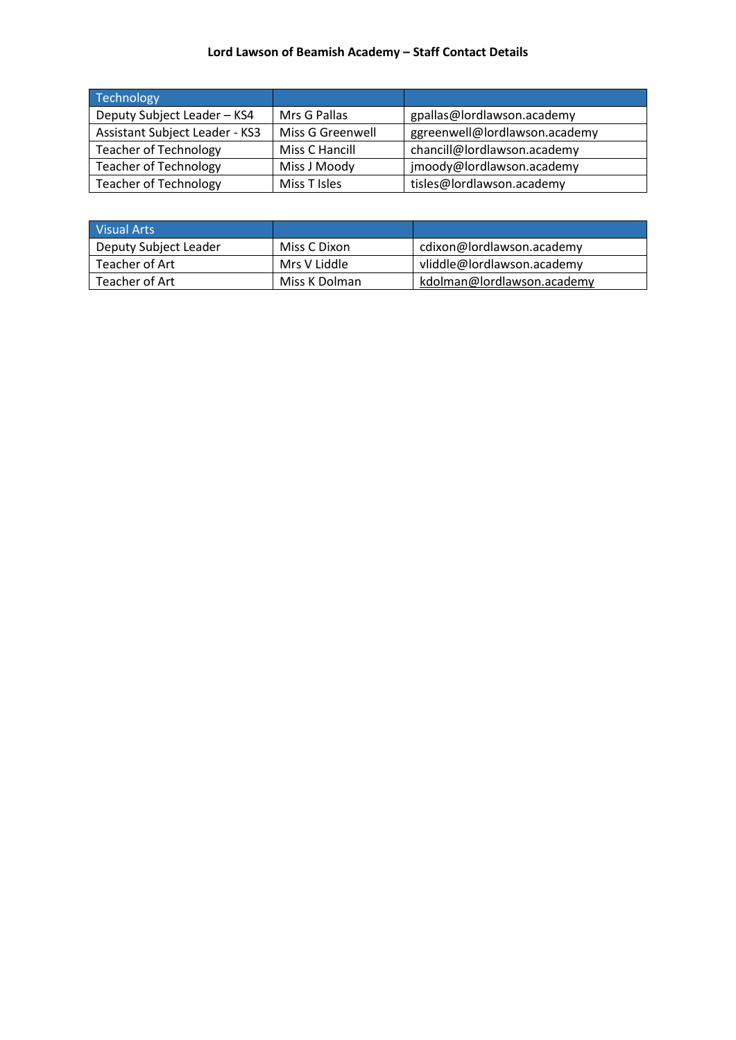**Lord Lawson of Beamish Academy – Staff Contact Details**

| Technology | | |
|---|---|---|
| Deputy Subject Leader – KS4 | Mrs G Pallas | gpallas@lordlawson.academy |
| Assistant Subject Leader - KS3 | Miss G Greenwell | ggreenwell@lordlawson.academy |
| Teacher of Technology | Miss C Hancill | chancill@lordlawson.academy |
| Teacher of Technology | Miss J Moody | jmoody@lordlawson.academy |
| Teacher of Technology | Miss T Isles | tisles@lordlawson.academy |

| Visual Arts | | |
|---|---|---|
| Deputy Subject Leader | Miss C Dixon | cdixon@lordlawson.academy |
| Teacher of Art | Mrs V Liddle | vliddle@lordlawson.academy |
| Teacher of Art | Miss K Dolman | kdolman@lordlawson.academy |